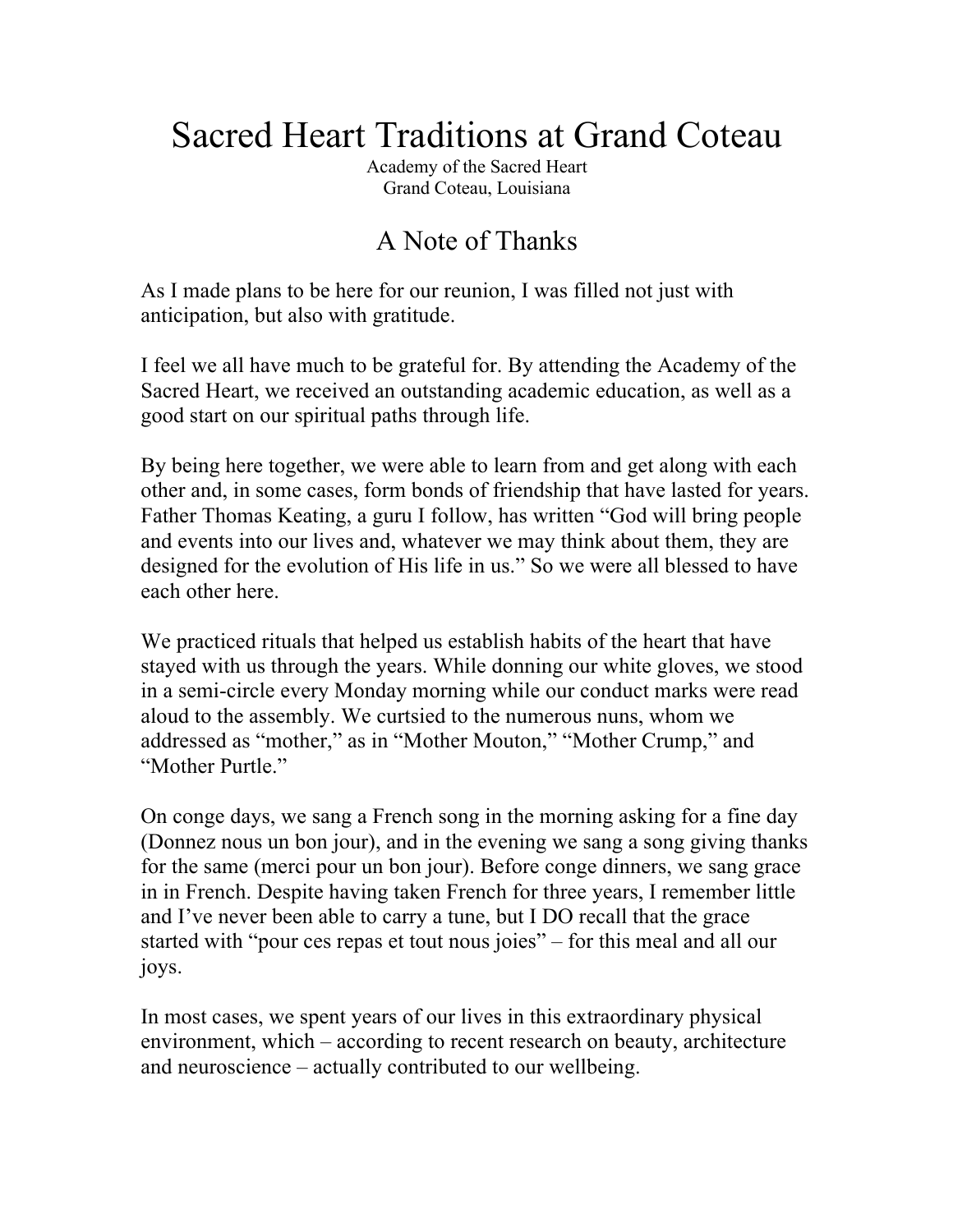# Sacred Heart Traditions at Grand Coteau

Academy of the Sacred Heart
Grand Coteau, Louisiana

## A Note of Thanks

As I made plans to be here for our reunion, I was filled not just with anticipation, but also with gratitude.

I feel we all have much to be grateful for. By attending the Academy of the Sacred Heart, we received an outstanding academic education, as well as a good start on our spiritual paths through life.

By being here together, we were able to learn from and get along with each other and, in some cases, form bonds of friendship that have lasted for years. Father Thomas Keating, a guru I follow, has written "God will bring people and events into our lives and, whatever we may think about them, they are designed for the evolution of His life in us." So we were all blessed to have each other here.

We practiced rituals that helped us establish habits of the heart that have stayed with us through the years. While donning our white gloves, we stood in a semi-circle every Monday morning while our conduct marks were read aloud to the assembly. We curtsied to the numerous nuns, whom we addressed as "mother," as in "Mother Mouton," "Mother Crump," and "Mother Purtle."

On conge days, we sang a French song in the morning asking for a fine day (Donnez nous un bon jour), and in the evening we sang a song giving thanks for the same (merci pour un bon jour). Before conge dinners, we sang grace in in French. Despite having taken French for three years, I remember little and I've never been able to carry a tune, but I DO recall that the grace started with "pour ces repas et tout nous joies" – for this meal and all our joys.

In most cases, we spent years of our lives in this extraordinary physical environment, which – according to recent research on beauty, architecture and neuroscience – actually contributed to our wellbeing.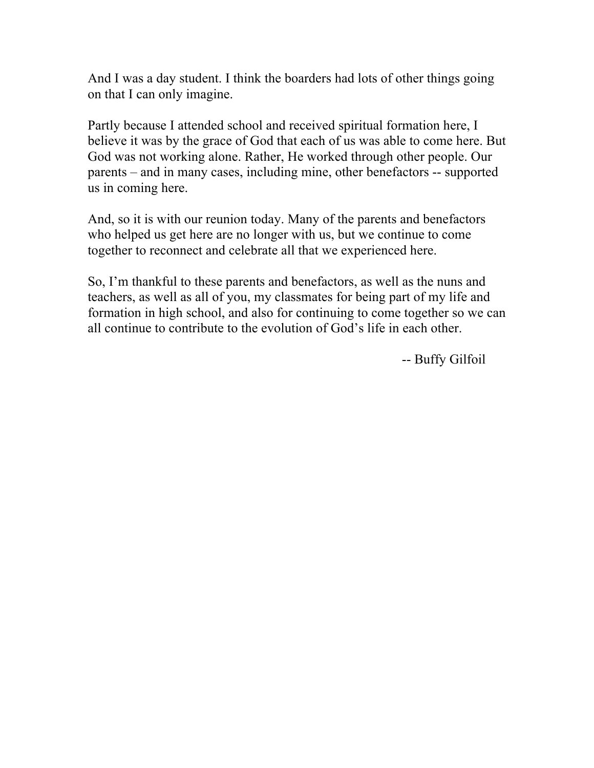And I was a day student. I think the boarders had lots of other things going on that I can only imagine.

Partly because I attended school and received spiritual formation here, I believe it was by the grace of God that each of us was able to come here. But God was not working alone. Rather, He worked through other people. Our parents – and in many cases, including mine, other benefactors -- supported us in coming here.

And, so it is with our reunion today. Many of the parents and benefactors who helped us get here are no longer with us, but we continue to come together to reconnect and celebrate all that we experienced here.

So, I'm thankful to these parents and benefactors, as well as the nuns and teachers, as well as all of you, my classmates for being part of my life and formation in high school, and also for continuing to come together so we can all continue to contribute to the evolution of God's life in each other.

-- Buffy Gilfoil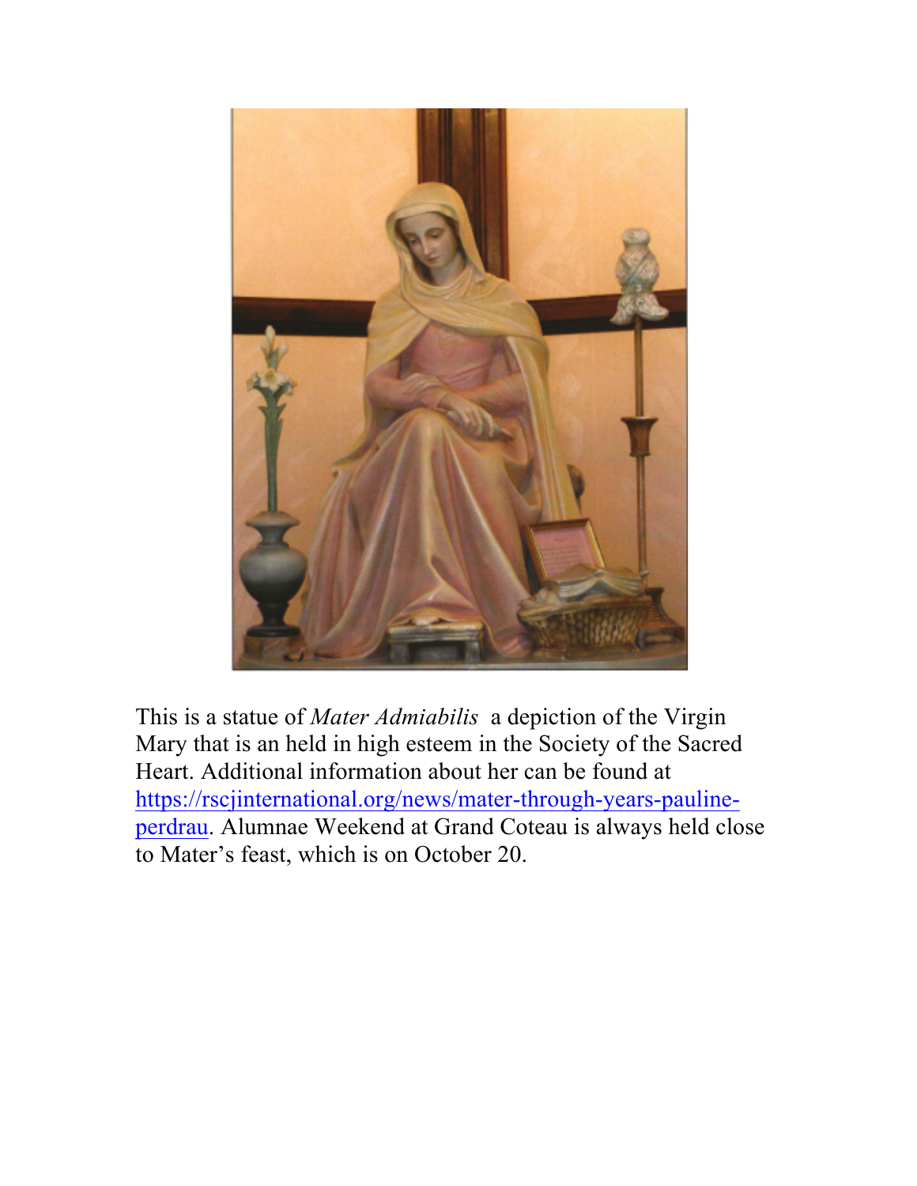This is a statue of *Mater Admiabilis*  a depiction of the Virgin Mary that is an held in high esteem in the Society of the Sacred Heart. Additional information about her can be found at [https://rscjinternational.org/news/mater-through-years-pauline-perdrau](https://rscjinternational.org/news/mater-through-years-pauline-perdrau). Alumnae Weekend at Grand Coteau is always held close to Mater's feast, which is on October 20.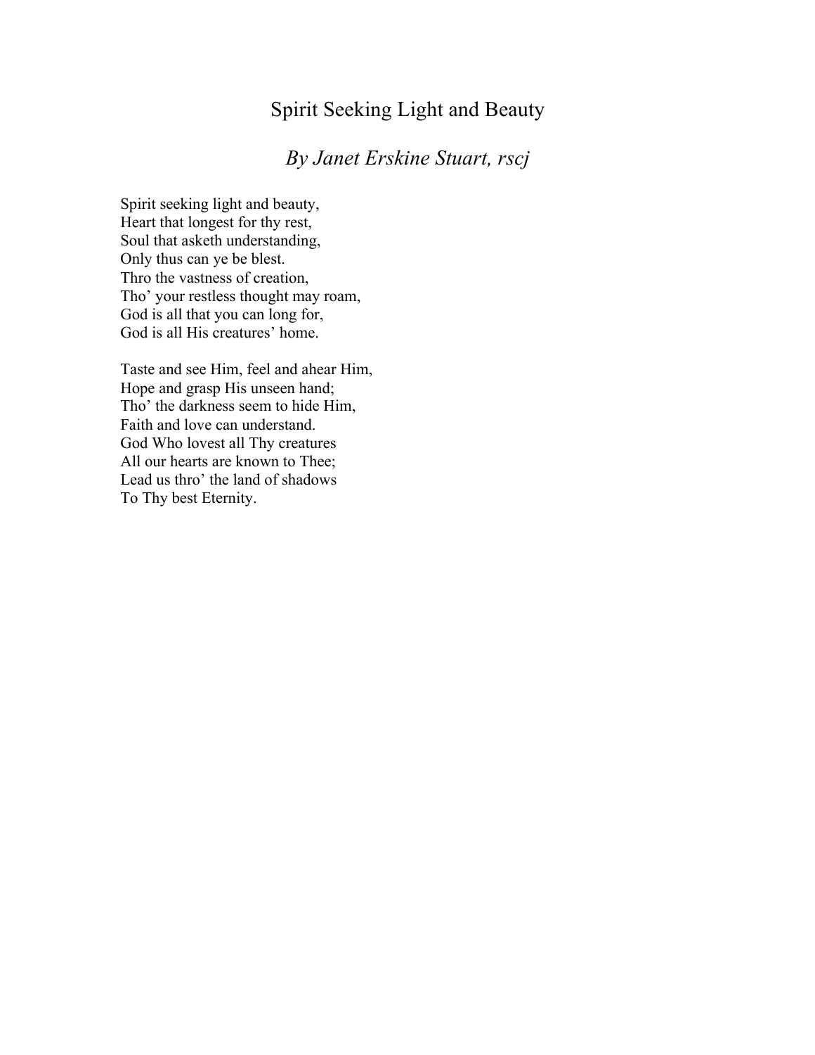# Spirit Seeking Light and Beauty

## *By Janet Erskine Stuart, rscj*

Spirit seeking light and beauty,  
Heart that longest for thy rest,  
Soul that asketh understanding,  
Only thus can ye be blest.  
Thro the vastness of creation,  
Tho' your restless thought may roam,  
God is all that you can long for,  
God is all His creatures' home.

Taste and see Him, feel and ahear Him,  
Hope and grasp His unseen hand;  
Tho' the darkness seem to hide Him,  
Faith and love can understand.  
God Who lovest all Thy creatures  
All our hearts are known to Thee;  
Lead us thro' the land of shadows  
To Thy best Eternity.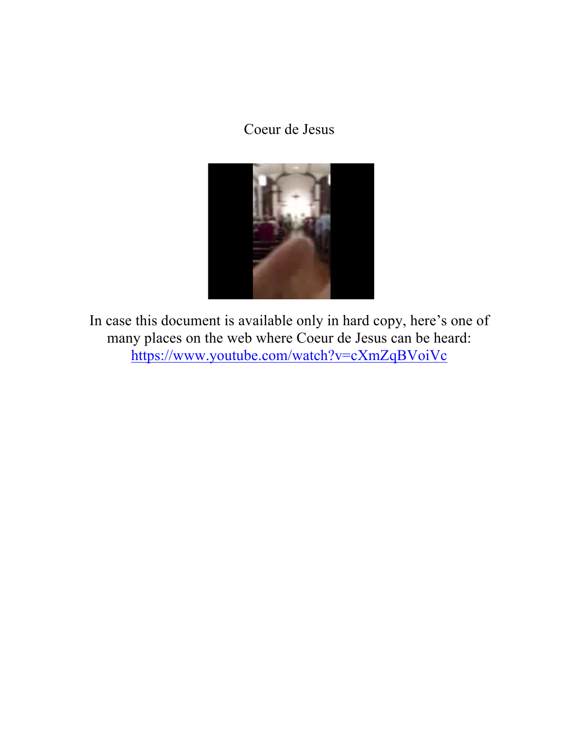Coeur de Jesus

In case this document is available only in hard copy, here's one of many places on the web where Coeur de Jesus can be heard: https://www.youtube.com/watch?v=cXmZqBVoiVc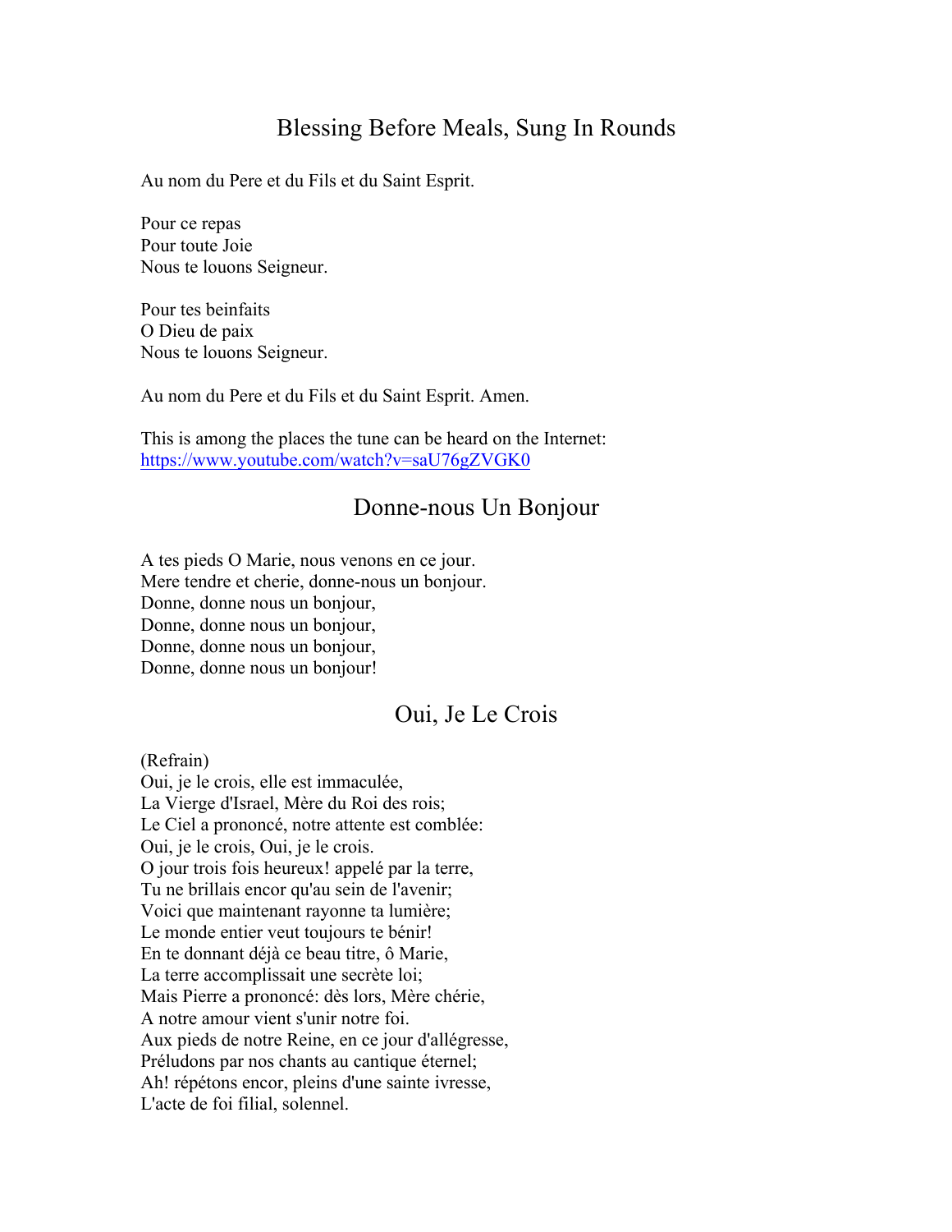## Blessing Before Meals, Sung In Rounds

Au nom du Pere et du Fils et du Saint Esprit.

Pour ce repas
Pour toute Joie
Nous te louons Seigneur.

Pour tes beinfaits
O Dieu de paix
Nous te louons Seigneur.

Au nom du Pere et du Fils et du Saint Esprit. Amen.

This is among the places the tune can be heard on the Internet:
https://www.youtube.com/watch?v=saU76gZVGK0

## Donne-nous Un Bonjour

A tes pieds O Marie, nous venons en ce jour.
Mere tendre et cherie, donne-nous un bonjour.
Donne, donne nous un bonjour,
Donne, donne nous un bonjour,
Donne, donne nous un bonjour,
Donne, donne nous un bonjour!

## Oui, Je Le Crois

(Refrain)
Oui, je le crois, elle est immaculée,
La Vierge d'Israel, Mère du Roi des rois;
Le Ciel a prononcé, notre attente est comblée:
Oui, je le crois, Oui, je le crois.
O jour trois fois heureux! appelé par la terre,
Tu ne brillais encor qu'au sein de l'avenir;
Voici que maintenant rayonne ta lumière;
Le monde entier veut toujours te bénir!
En te donnant déjà ce beau titre, ô Marie,
La terre accomplissait une secrète loi;
Mais Pierre a prononcé: dès lors, Mère chérie,
A notre amour vient s'unir notre foi.
Aux pieds de notre Reine, en ce jour d'allégresse,
Préludons par nos chants au cantique éternel;
Ah! répétons encor, pleins d'une sainte ivresse,
L'acte de foi filial, solennel.